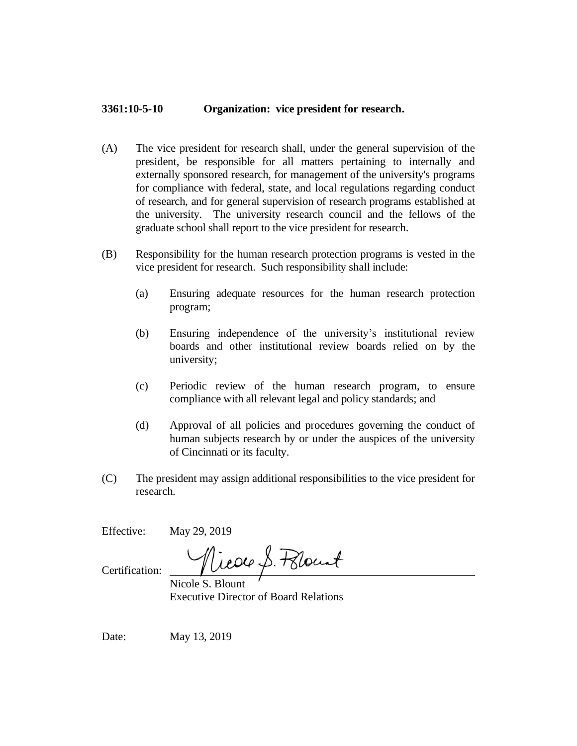**3361:10-5-10 Organization: vice president for research.**

(A) The vice president for research shall, under the general supervision of the president, be responsible for all matters pertaining to internally and externally sponsored research, for management of the university's programs for compliance with federal, state, and local regulations regarding conduct of research, and for general supervision of research programs established at the university. The university research council and the fellows of the graduate school shall report to the vice president for research.

(B) Responsibility for the human research protection programs is vested in the vice president for research. Such responsibility shall include:

(a) Ensuring adequate resources for the human research protection program;

(b) Ensuring independence of the university's institutional review boards and other institutional review boards relied on by the university;

(c) Periodic review of the human research program, to ensure compliance with all relevant legal and policy standards; and

(d) Approval of all policies and procedures governing the conduct of human subjects research by or under the auspices of the university of Cincinnati or its faculty.

(C) The president may assign additional responsibilities to the vice president for research.

Effective: May 29, 2019

Certification: Nicole S. Blount
Nicole S. Blount
Executive Director of Board Relations

Date: May 13, 2019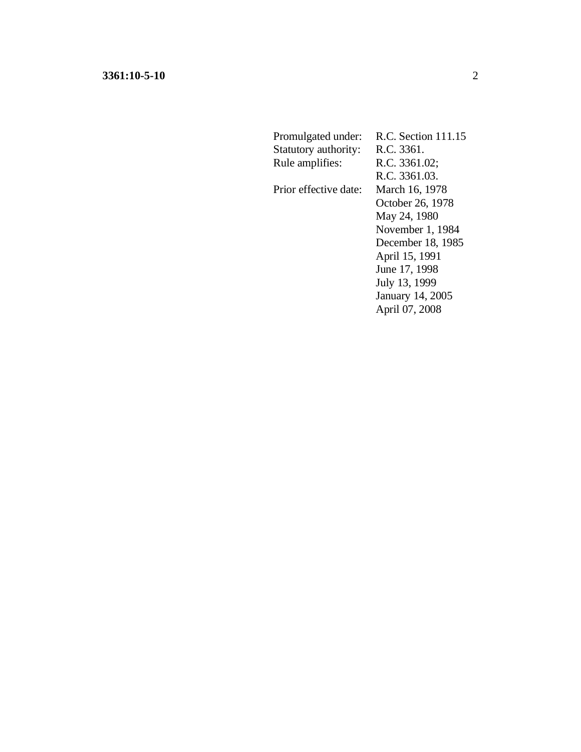| | |
|---|---|
| Promulgated under: | R.C. Section 111.15 |
| Statutory authority: | R.C. 3361. |
| Rule amplifies: | R.C. 3361.02; R.C. 3361.03. |
| Prior effective date: | March 16, 1978 October 26, 1978 May 24, 1980 November 1, 1984 December 18, 1985 April 15, 1991 June 17, 1998 July 13, 1999 January 14, 2005 April 07, 2008 |